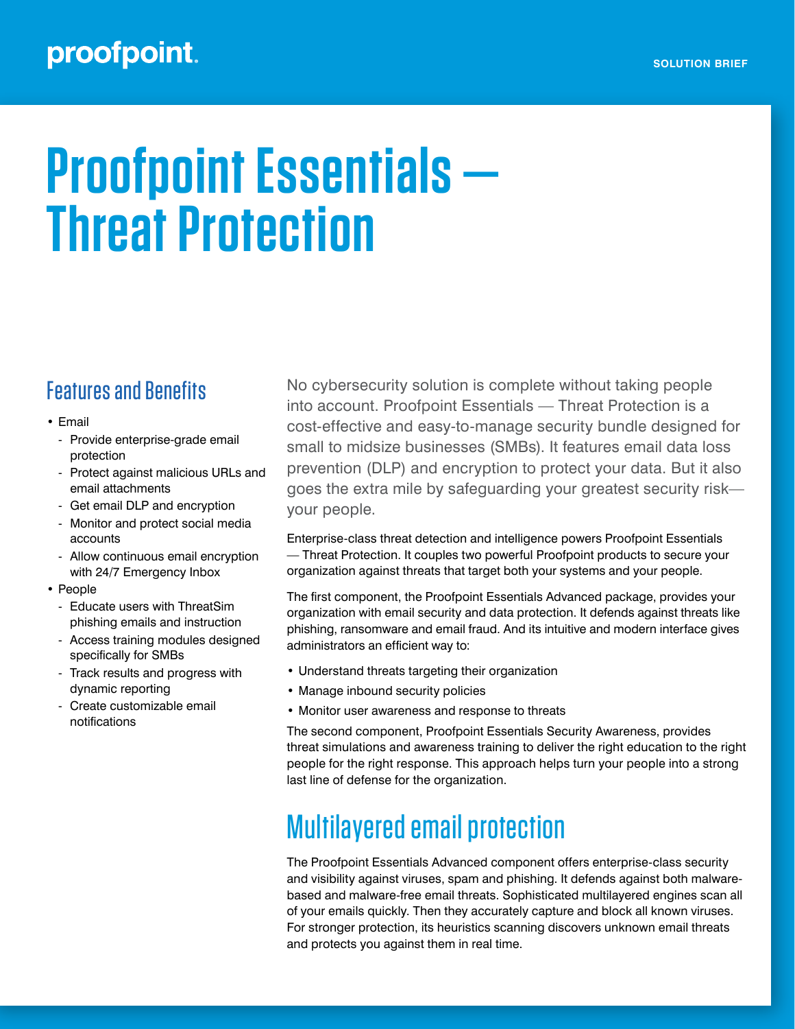proofpoint.

SOLUTION BRIEF

# Proofpoint Essentials — Threat Protection

## Features and Benefits

- Email
  - Provide enterprise-grade email protection
  - Protect against malicious URLs and email attachments
  - Get email DLP and encryption
  - Monitor and protect social media accounts
  - Allow continuous email encryption with 24/7 Emergency Inbox
- People
  - Educate users with ThreatSim phishing emails and instruction
  - Access training modules designed specifically for SMBs
  - Track results and progress with dynamic reporting
  - Create customizable email notifications

No cybersecurity solution is complete without taking people into account. Proofpoint Essentials — Threat Protection is a cost-effective and easy-to-manage security bundle designed for small to midsize businesses (SMBs). It features email data loss prevention (DLP) and encryption to protect your data. But it also goes the extra mile by safeguarding your greatest security risk—your people.

Enterprise-class threat detection and intelligence powers Proofpoint Essentials — Threat Protection. It couples two powerful Proofpoint products to secure your organization against threats that target both your systems and your people.

The first component, the Proofpoint Essentials Advanced package, provides your organization with email security and data protection. It defends against threats like phishing, ransomware and email fraud. And its intuitive and modern interface gives administrators an efficient way to:

- Understand threats targeting their organization
- Manage inbound security policies
- Monitor user awareness and response to threats

The second component, Proofpoint Essentials Security Awareness, provides threat simulations and awareness training to deliver the right education to the right people for the right response. This approach helps turn your people into a strong last line of defense for the organization.

## Multilayered email protection

The Proofpoint Essentials Advanced component offers enterprise-class security and visibility against viruses, spam and phishing. It defends against both malware-based and malware-free email threats. Sophisticated multilayered engines scan all of your emails quickly. Then they accurately capture and block all known viruses. For stronger protection, its heuristics scanning discovers unknown email threats and protects you against them in real time.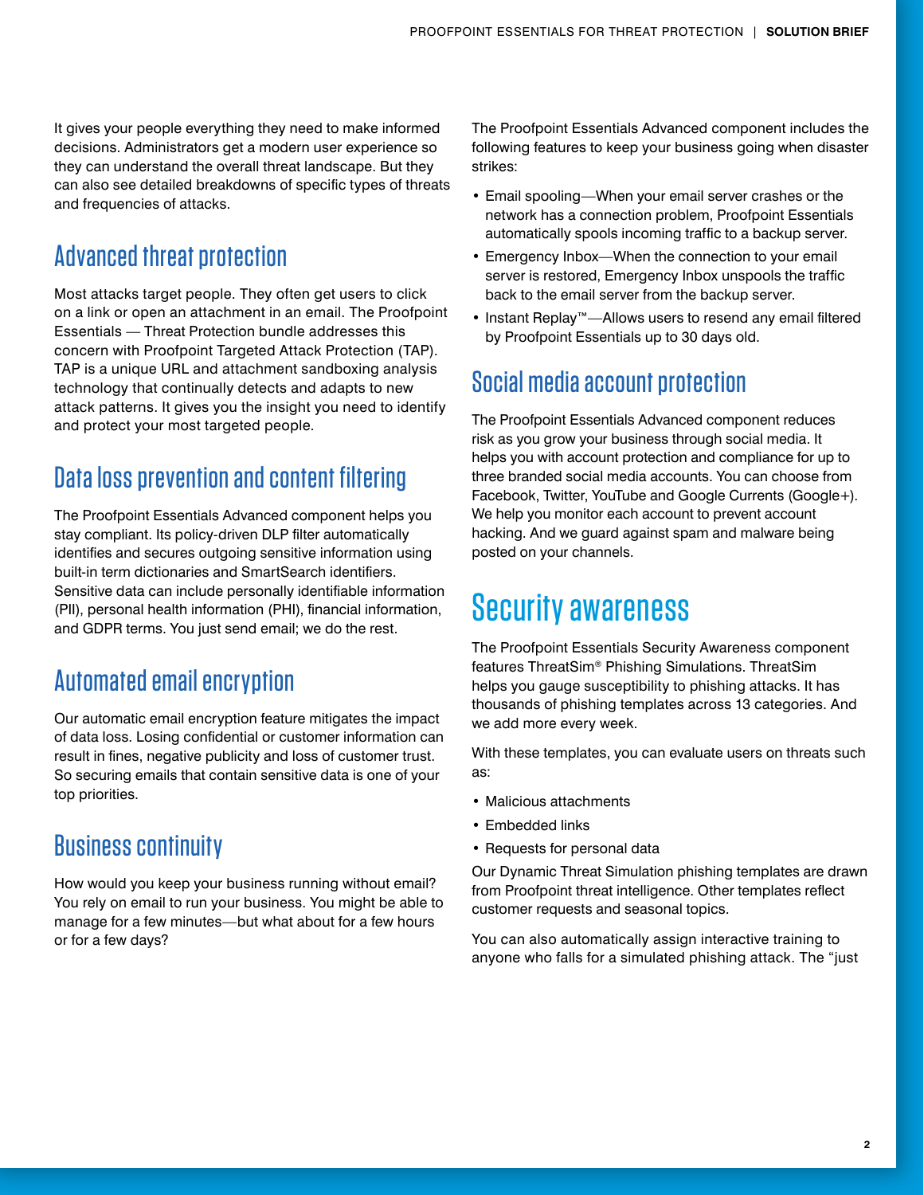It gives your people everything they need to make informed decisions. Administrators get a modern user experience so they can understand the overall threat landscape. But they can also see detailed breakdowns of specific types of threats and frequencies of attacks.

### Advanced threat protection

Most attacks target people. They often get users to click on a link or open an attachment in an email. The Proofpoint Essentials — Threat Protection bundle addresses this concern with Proofpoint Targeted Attack Protection (TAP). TAP is a unique URL and attachment sandboxing analysis technology that continually detects and adapts to new attack patterns. It gives you the insight you need to identify and protect your most targeted people.

### Data loss prevention and content filtering

The Proofpoint Essentials Advanced component helps you stay compliant. Its policy-driven DLP filter automatically identifies and secures outgoing sensitive information using built-in term dictionaries and SmartSearch identifiers. Sensitive data can include personally identifiable information (PII), personal health information (PHI), financial information, and GDPR terms. You just send email; we do the rest.

### Automated email encryption

Our automatic email encryption feature mitigates the impact of data loss. Losing confidential or customer information can result in fines, negative publicity and loss of customer trust. So securing emails that contain sensitive data is one of your top priorities.

### Business continuity

How would you keep your business running without email? You rely on email to run your business. You might be able to manage for a few minutes—but what about for a few hours or for a few days?

The Proofpoint Essentials Advanced component includes the following features to keep your business going when disaster strikes:

- Email spooling—When your email server crashes or the network has a connection problem, Proofpoint Essentials automatically spools incoming traffic to a backup server.
- Emergency Inbox—When the connection to your email server is restored, Emergency Inbox unspools the traffic back to the email server from the backup server.
- Instant Replay™—Allows users to resend any email filtered by Proofpoint Essentials up to 30 days old.

### Social media account protection

The Proofpoint Essentials Advanced component reduces risk as you grow your business through social media. It helps you with account protection and compliance for up to three branded social media accounts. You can choose from Facebook, Twitter, YouTube and Google Currents (Google+). We help you monitor each account to prevent account hacking. And we guard against spam and malware being posted on your channels.

## Security awareness

The Proofpoint Essentials Security Awareness component features ThreatSim® Phishing Simulations. ThreatSim helps you gauge susceptibility to phishing attacks. It has thousands of phishing templates across 13 categories. And we add more every week.

With these templates, you can evaluate users on threats such as:

- Malicious attachments
- Embedded links
- Requests for personal data

Our Dynamic Threat Simulation phishing templates are drawn from Proofpoint threat intelligence. Other templates reflect customer requests and seasonal topics.

You can also automatically assign interactive training to anyone who falls for a simulated phishing attack. The "just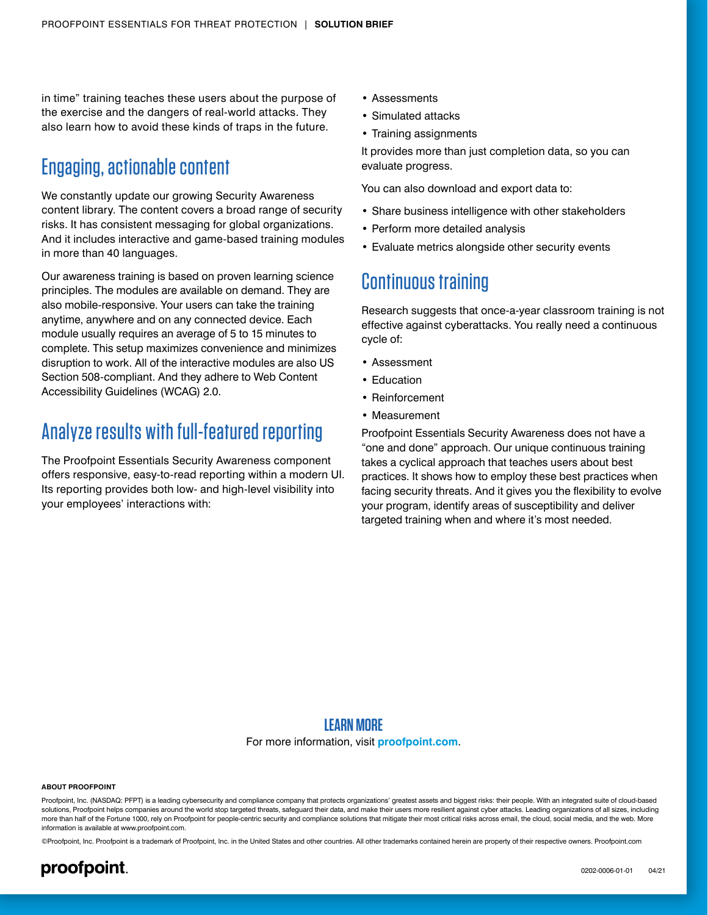in time" training teaches these users about the purpose of the exercise and the dangers of real-world attacks. They also learn how to avoid these kinds of traps in the future.

## Engaging, actionable content

We constantly update our growing Security Awareness content library. The content covers a broad range of security risks. It has consistent messaging for global organizations. And it includes interactive and game-based training modules in more than 40 languages.

Our awareness training is based on proven learning science principles. The modules are available on demand. They are also mobile-responsive. Your users can take the training anytime, anywhere and on any connected device. Each module usually requires an average of 5 to 15 minutes to complete. This setup maximizes convenience and minimizes disruption to work. All of the interactive modules are also US Section 508-compliant. And they adhere to Web Content Accessibility Guidelines (WCAG) 2.0.

## Analyze results with full-featured reporting

The Proofpoint Essentials Security Awareness component offers responsive, easy-to-read reporting within a modern UI. Its reporting provides both low- and high-level visibility into your employees' interactions with:

- Assessments
- Simulated attacks
- Training assignments

It provides more than just completion data, so you can evaluate progress.

You can also download and export data to:

- Share business intelligence with other stakeholders
- Perform more detailed analysis
- Evaluate metrics alongside other security events

## Continuous training

Research suggests that once-a-year classroom training is not effective against cyberattacks. You really need a continuous cycle of:

- Assessment
- Education
- Reinforcement
- Measurement

Proofpoint Essentials Security Awareness does not have a "one and done" approach. Our unique continuous training takes a cyclical approach that teaches users about best practices. It shows how to employ these best practices when facing security threats. And it gives you the flexibility to evolve your program, identify areas of susceptibility and deliver targeted training when and where it's most needed.

### LEARN MORE

For more information, visit **proofpoint.com**.

**ABOUT PROOFPOINT**

Proofpoint, Inc. (NASDAQ: PFPT) is a leading cybersecurity and compliance company that protects organizations' greatest assets and biggest risks: their people. With an integrated suite of cloud-based solutions, Proofpoint helps companies around the world stop targeted threats, safeguard their data, and make their users more resilient against cyber attacks. Leading organizations of all sizes, including more than half of the Fortune 1000, rely on Proofpoint for people-centric security and compliance solutions that mitigate their most critical risks across email, the cloud, social media, and the web. More information is available at www.proofpoint.com.

©Proofpoint, Inc. Proofpoint is a trademark of Proofpoint, Inc. in the United States and other countries. All other trademarks contained herein are property of their respective owners. Proofpoint.com

proofpoint.

0202-0006-01-01 04/21